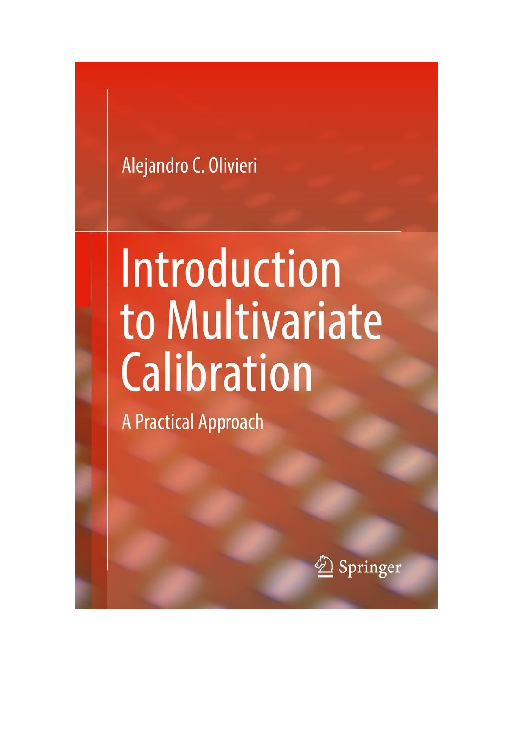Alejandro C. Olivieri

# Introduction to Multivariate Calibration

## A Practical Approach

Springer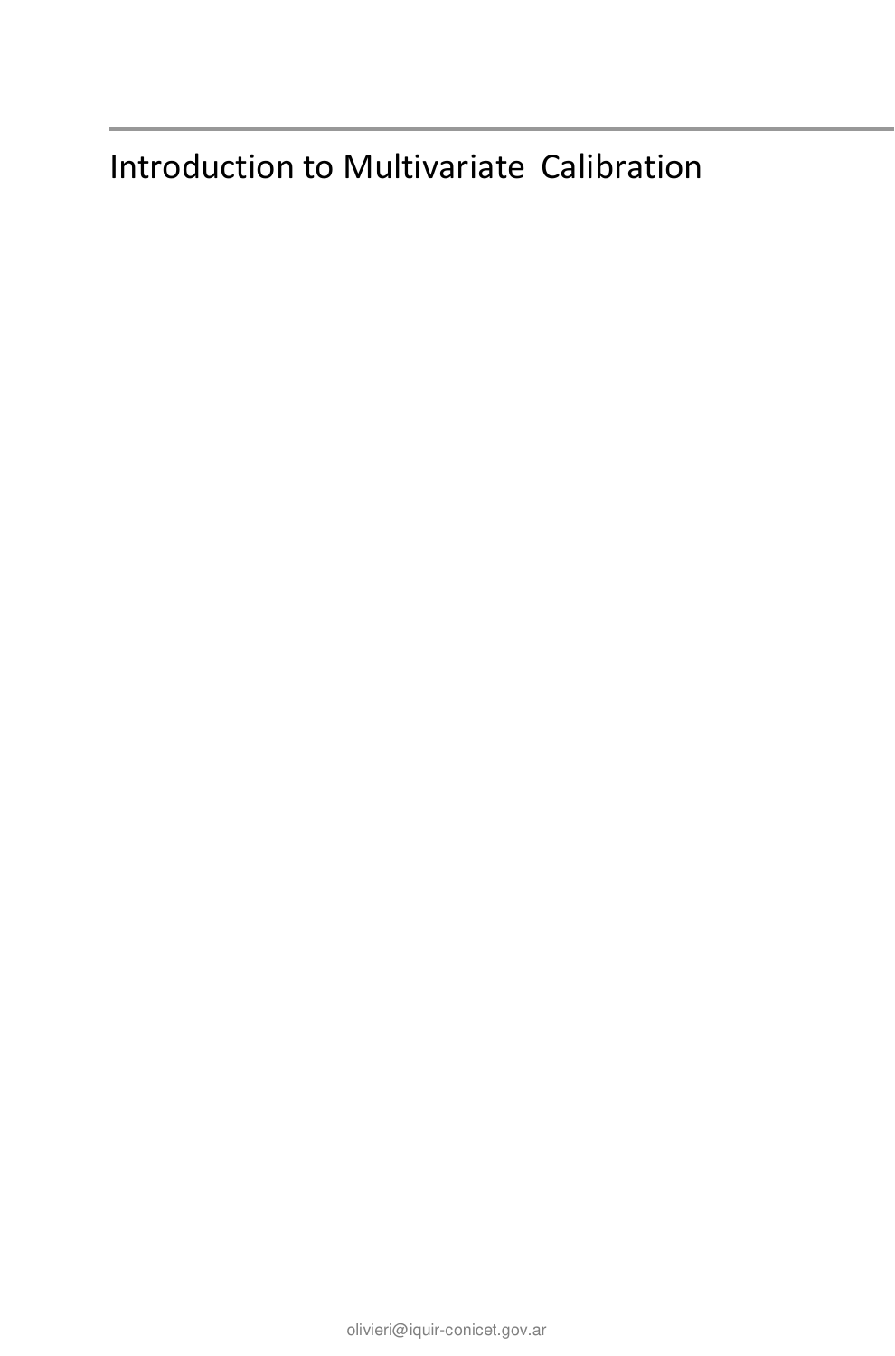# Introduction to Multivariate Calibration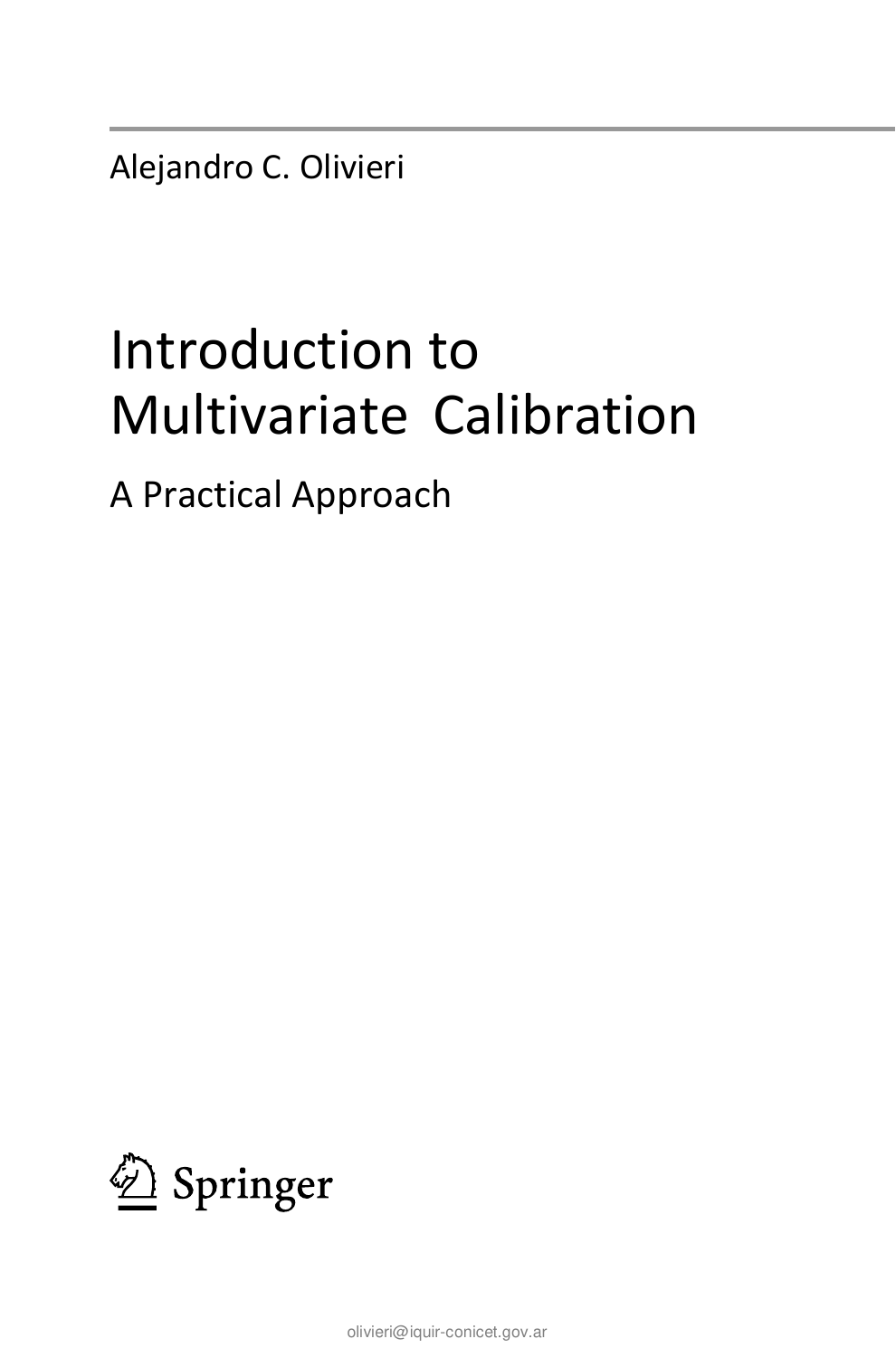Alejandro C. Olivieri

# Introduction to Multivariate Calibration

## A Practical Approach

Springer

olivieri@iquir-conicet.gov.ar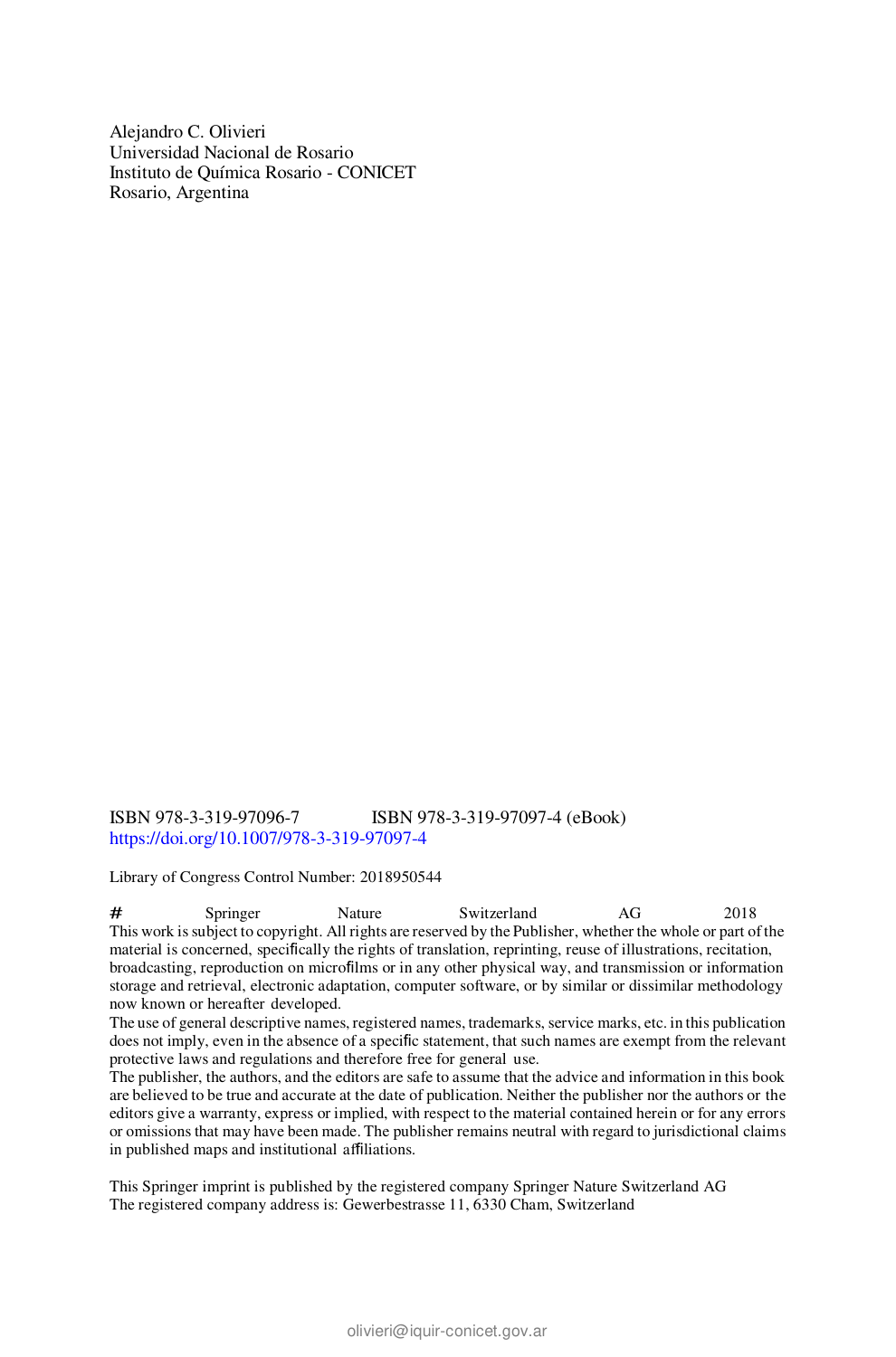Alejandro C. Olivieri
Universidad Nacional de Rosario
Instituto de Química Rosario - CONICET
Rosario, Argentina

ISBN 978-3-319-97096-7 ISBN 978-3-319-97097-4 (eBook)
https://doi.org/10.1007/978-3-319-97097-4

Library of Congress Control Number: 2018950544

# Springer Nature Switzerland AG 2018
This work is subject to copyright. All rights are reserved by the Publisher, whether the whole or part of the material is concerned, specifically the rights of translation, reprinting, reuse of illustrations, recitation, broadcasting, reproduction on microfilms or in any other physical way, and transmission or information storage and retrieval, electronic adaptation, computer software, or by similar or dissimilar methodology now known or hereafter developed.
The use of general descriptive names, registered names, trademarks, service marks, etc. in this publication does not imply, even in the absence of a specific statement, that such names are exempt from the relevant protective laws and regulations and therefore free for general use.
The publisher, the authors, and the editors are safe to assume that the advice and information in this book are believed to be true and accurate at the date of publication. Neither the publisher nor the authors or the editors give a warranty, express or implied, with respect to the material contained herein or for any errors or omissions that may have been made. The publisher remains neutral with regard to jurisdictional claims in published maps and institutional affiliations.

This Springer imprint is published by the registered company Springer Nature Switzerland AG
The registered company address is: Gewerbestrasse 11, 6330 Cham, Switzerland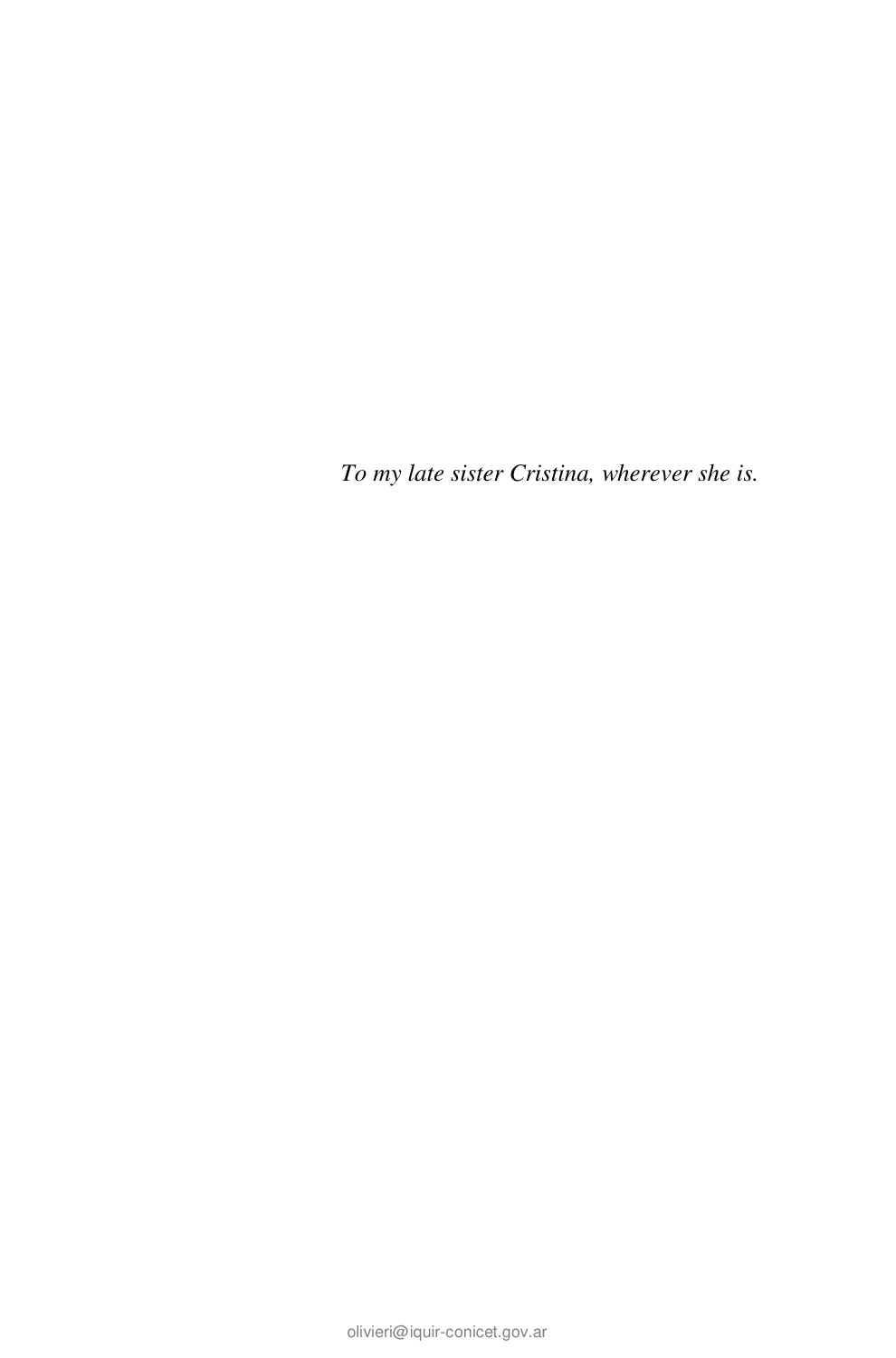*To my late sister Cristina, wherever she is.*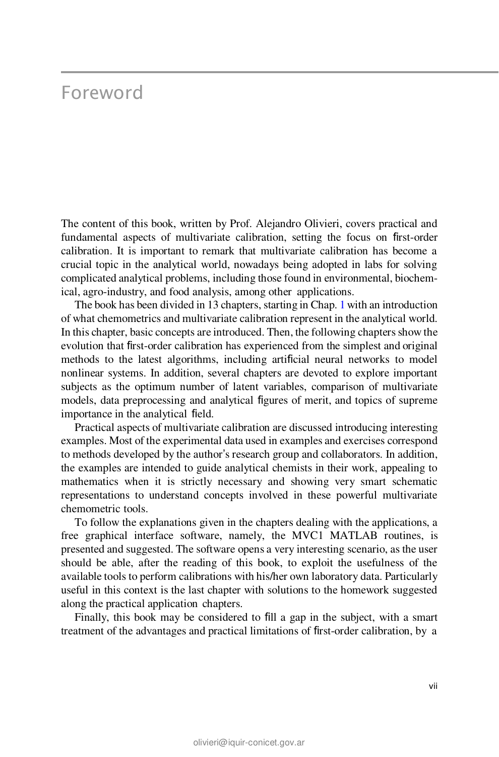# Foreword

The content of this book, written by Prof. Alejandro Olivieri, covers practical and fundamental aspects of multivariate calibration, setting the focus on first-order calibration. It is important to remark that multivariate calibration has become a crucial topic in the analytical world, nowadays being adopted in labs for solving complicated analytical problems, including those found in environmental, biochemical, agro-industry, and food analysis, among other applications.

The book has been divided in 13 chapters, starting in Chap. 1 with an introduction of what chemometrics and multivariate calibration represent in the analytical world. In this chapter, basic concepts are introduced. Then, the following chapters show the evolution that first-order calibration has experienced from the simplest and original methods to the latest algorithms, including artificial neural networks to model nonlinear systems. In addition, several chapters are devoted to explore important subjects as the optimum number of latent variables, comparison of multivariate models, data preprocessing and analytical figures of merit, and topics of supreme importance in the analytical field.

Practical aspects of multivariate calibration are discussed introducing interesting examples. Most of the experimental data used in examples and exercises correspond to methods developed by the author's research group and collaborators. In addition, the examples are intended to guide analytical chemists in their work, appealing to mathematics when it is strictly necessary and showing very smart schematic representations to understand concepts involved in these powerful multivariate chemometric tools.

To follow the explanations given in the chapters dealing with the applications, a free graphical interface software, namely, the MVC1 MATLAB routines, is presented and suggested. The software opens a very interesting scenario, as the user should be able, after the reading of this book, to exploit the usefulness of the available tools to perform calibrations with his/her own laboratory data. Particularly useful in this context is the last chapter with solutions to the homework suggested along the practical application chapters.

Finally, this book may be considered to fill a gap in the subject, with a smart treatment of the advantages and practical limitations of first-order calibration, by a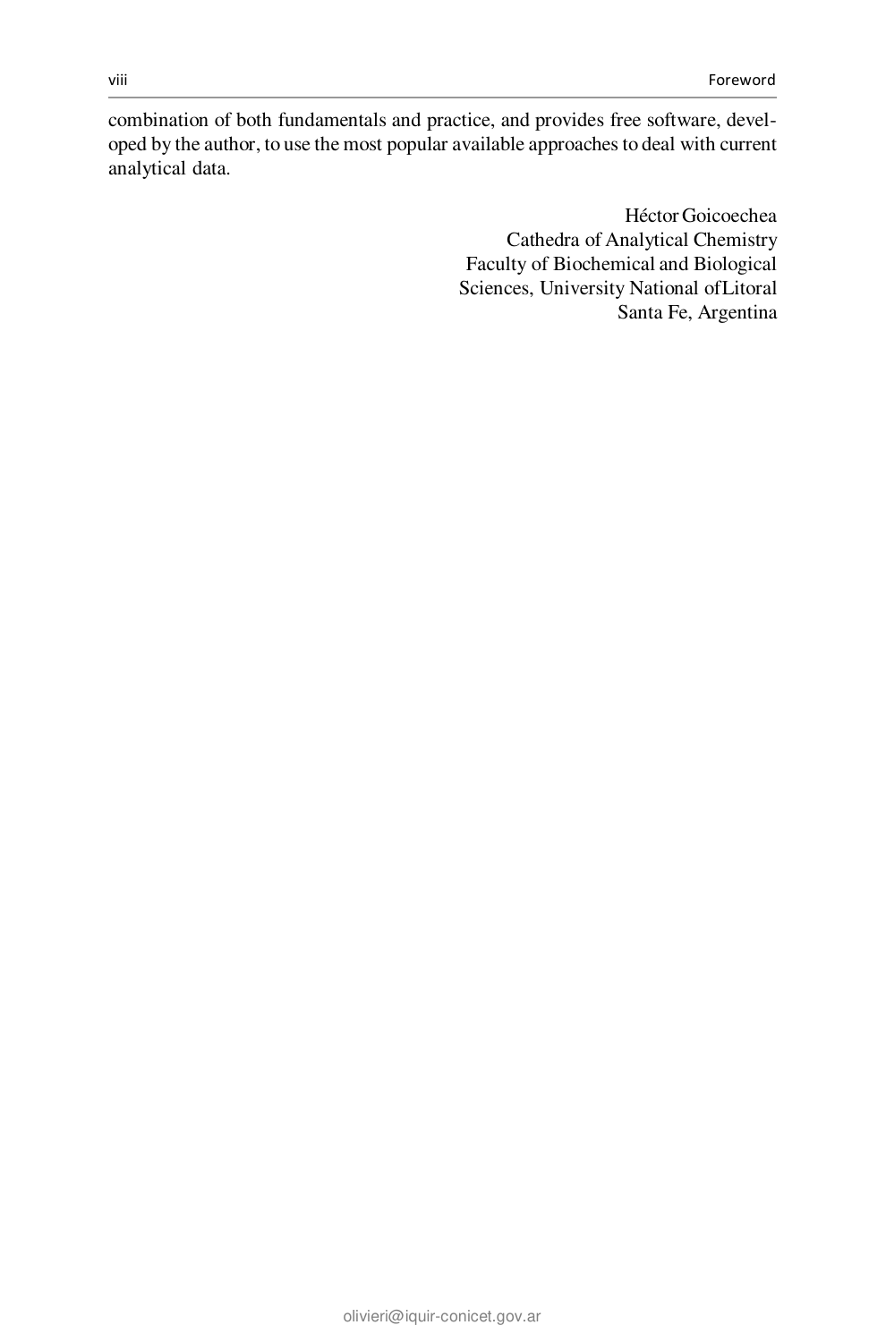combination of both fundamentals and practice, and provides free software, developed by the author, to use the most popular available approaches to deal with current analytical data.

Héctor Goicoechea  
Cathedra of Analytical Chemistry  
Faculty of Biochemical and Biological Sciences, University National of Litoral  
Santa Fe, Argentina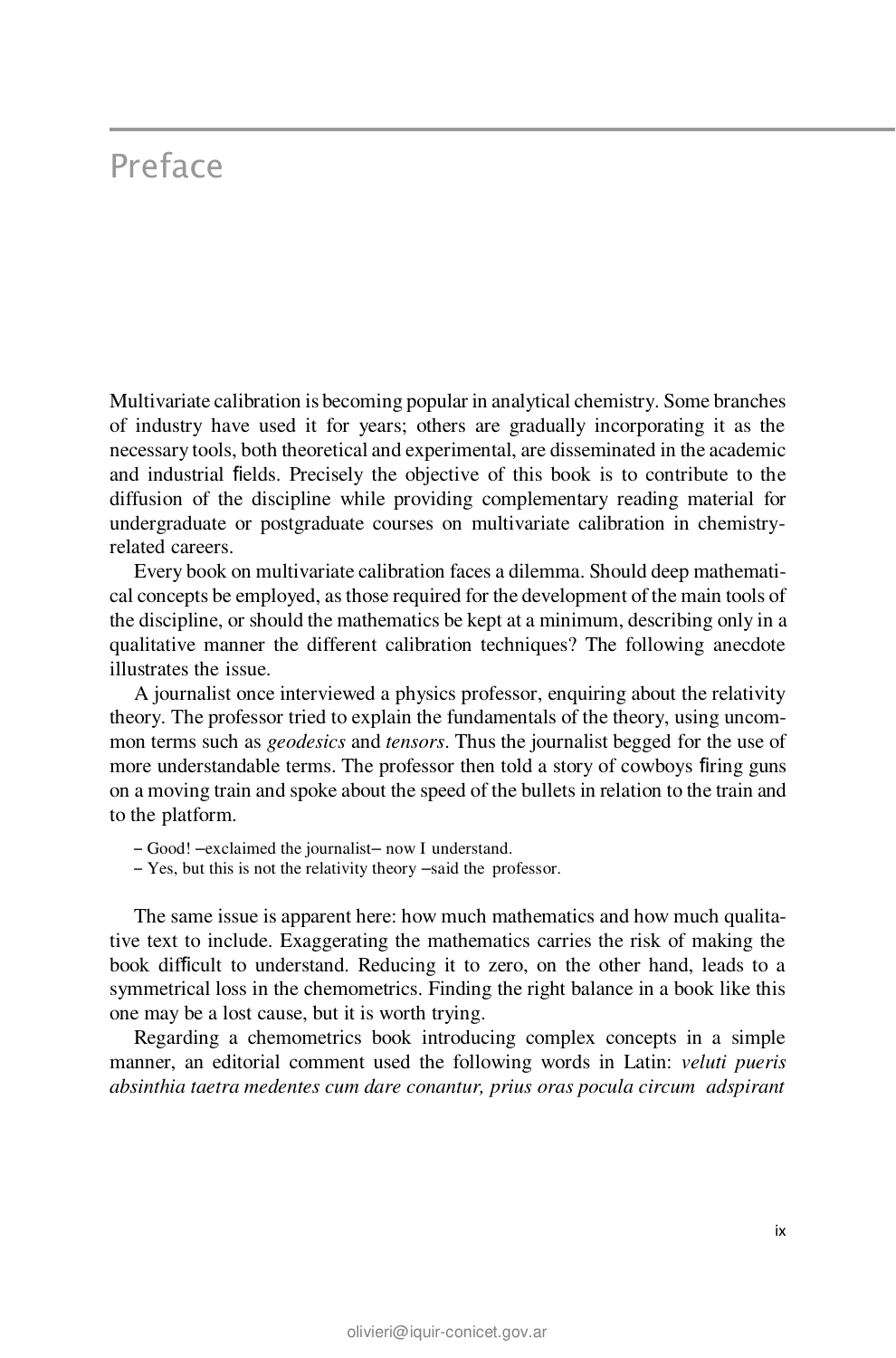# Preface

Multivariate calibration is becoming popular in analytical chemistry. Some branches of industry have used it for years; others are gradually incorporating it as the necessary tools, both theoretical and experimental, are disseminated in the academic and industrial fields. Precisely the objective of this book is to contribute to the diffusion of the discipline while providing complementary reading material for undergraduate or postgraduate courses on multivariate calibration in chemistry-related careers.

Every book on multivariate calibration faces a dilemma. Should deep mathematical concepts be employed, as those required for the development of the main tools of the discipline, or should the mathematics be kept at a minimum, describing only in a qualitative manner the different calibration techniques? The following anecdote illustrates the issue.

A journalist once interviewed a physics professor, enquiring about the relativity theory. The professor tried to explain the fundamentals of the theory, using uncommon terms such as *geodesics* and *tensors*. Thus the journalist begged for the use of more understandable terms. The professor then told a story of cowboys firing guns on a moving train and spoke about the speed of the bullets in relation to the train and to the platform.

– Good! –exclaimed the journalist– now I understand.
– Yes, but this is not the relativity theory –said the professor.

The same issue is apparent here: how much mathematics and how much qualitative text to include. Exaggerating the mathematics carries the risk of making the book difficult to understand. Reducing it to zero, on the other hand, leads to a symmetrical loss in the chemometrics. Finding the right balance in a book like this one may be a lost cause, but it is worth trying.

Regarding a chemometrics book introducing complex concepts in a simple manner, an editorial comment used the following words in Latin: *veluti pueris absinthia taetra medentes cum dare conantur, prius oras pocula circum adspirant*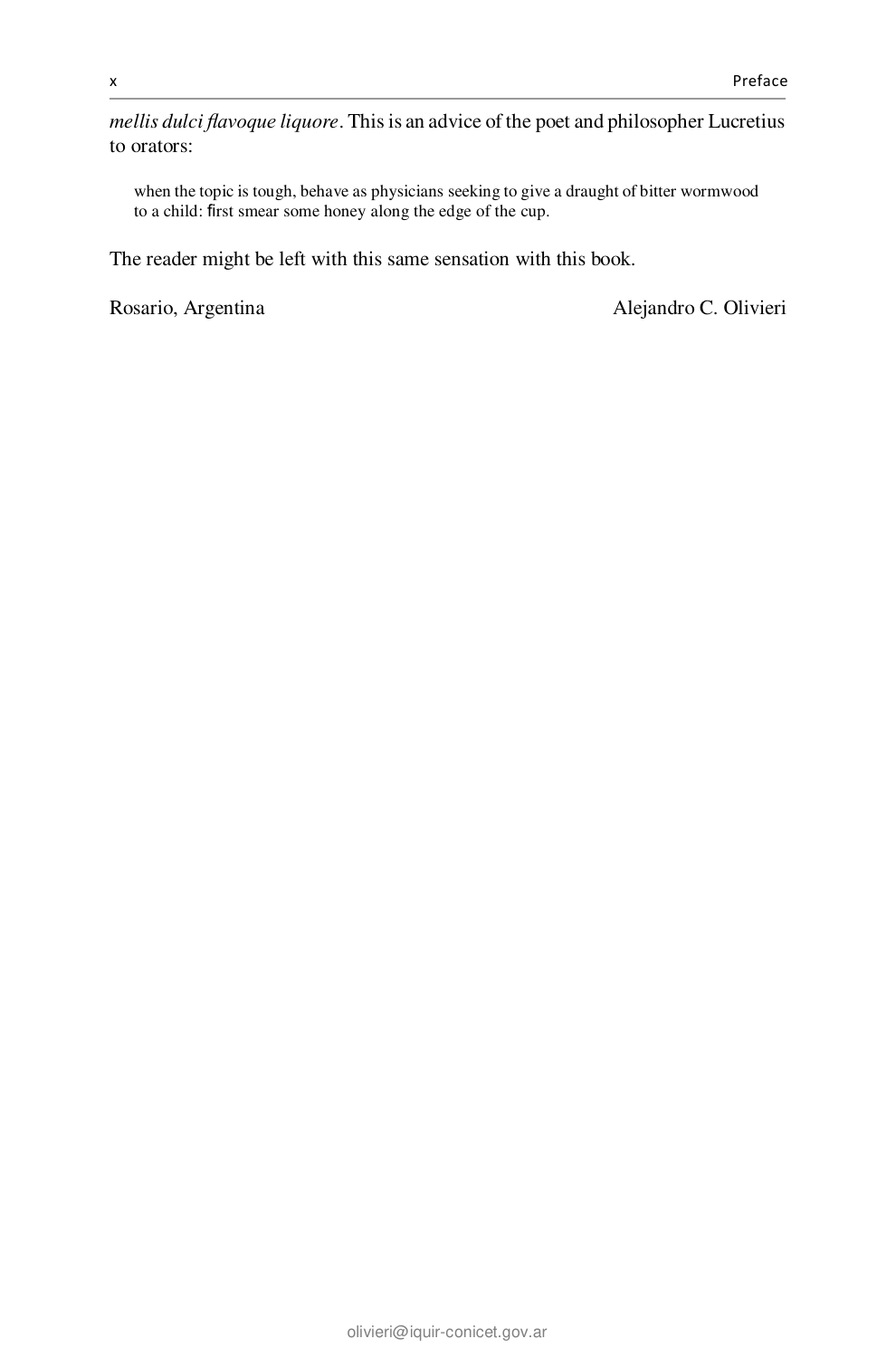*mellis dulci flavoque liquore*. This is an advice of the poet and philosopher Lucretius to orators:

> when the topic is tough, behave as physicians seeking to give a draught of bitter wormwood to a child: first smear some honey along the edge of the cup.

The reader might be left with this same sensation with this book.

Rosario, Argentina — Alejandro C. Olivieri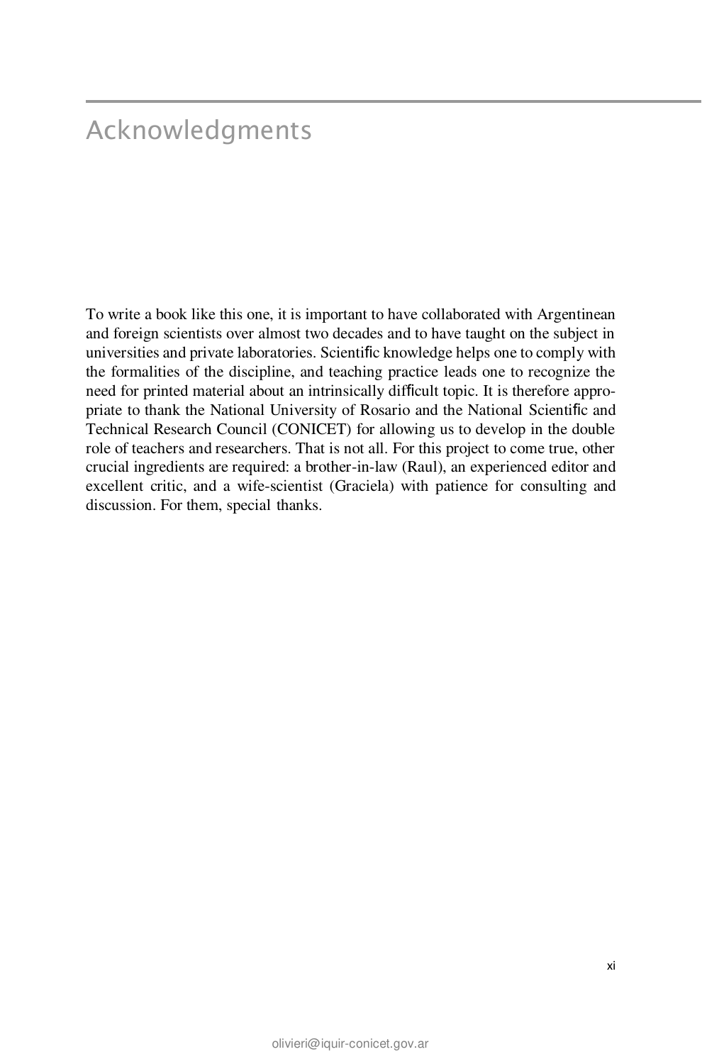# Acknowledgments

To write a book like this one, it is important to have collaborated with Argentinean and foreign scientists over almost two decades and to have taught on the subject in universities and private laboratories. Scientific knowledge helps one to comply with the formalities of the discipline, and teaching practice leads one to recognize the need for printed material about an intrinsically difficult topic. It is therefore appropriate to thank the National University of Rosario and the National Scientific and Technical Research Council (CONICET) for allowing us to develop in the double role of teachers and researchers. That is not all. For this project to come true, other crucial ingredients are required: a brother-in-law (Raul), an experienced editor and excellent critic, and a wife-scientist (Graciela) with patience for consulting and discussion. For them, special thanks.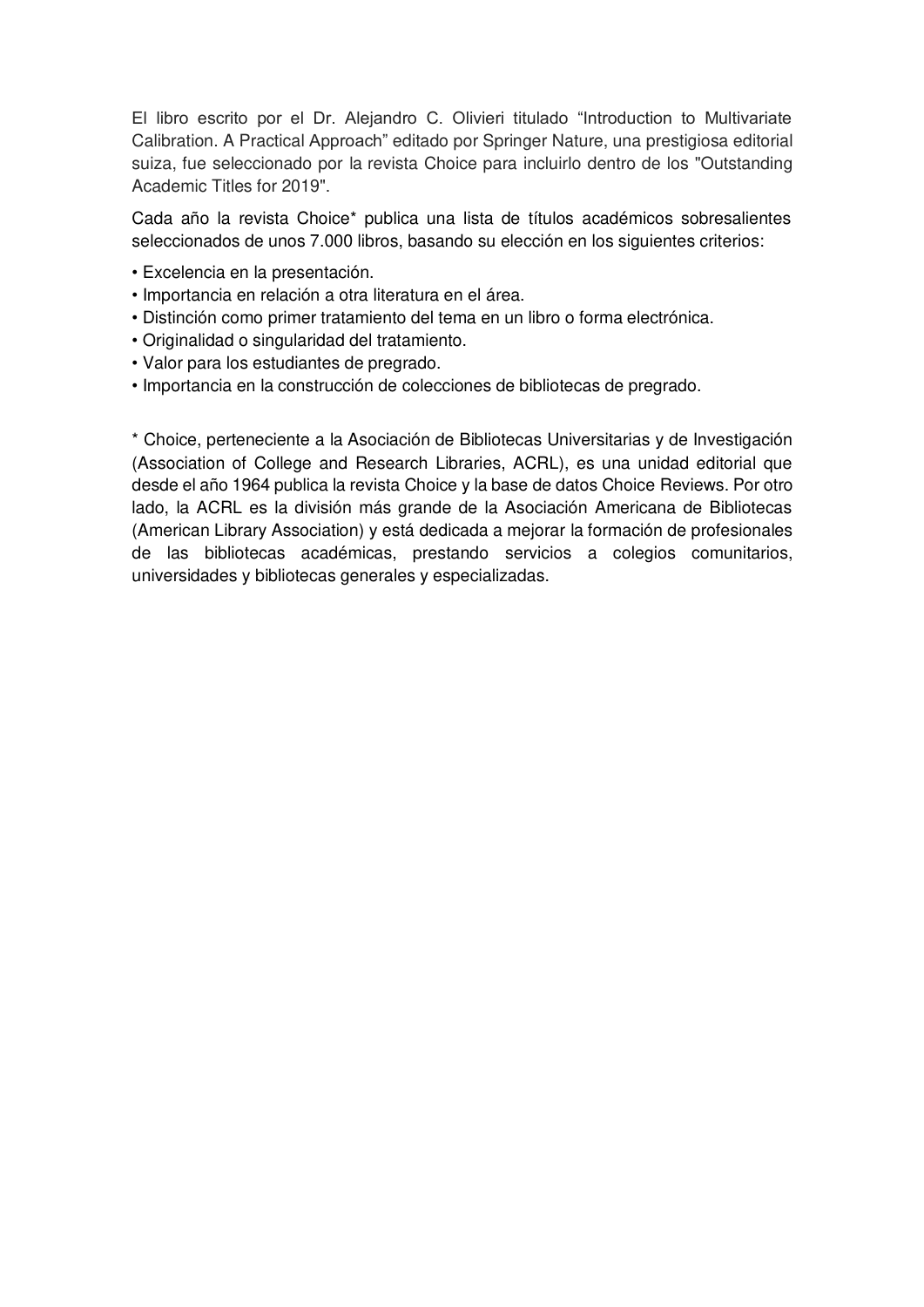El libro escrito por el Dr. Alejandro C. Olivieri titulado “Introduction to Multivariate Calibration. A Practical Approach” editado por Springer Nature, una prestigiosa editorial suiza, fue seleccionado por la revista Choice para incluirlo dentro de los "Outstanding Academic Titles for 2019".

Cada año la revista Choice* publica una lista de títulos académicos sobresalientes seleccionados de unos 7.000 libros, basando su elección en los siguientes criterios:

- Excelencia en la presentación.
- Importancia en relación a otra literatura en el área.
- Distinción como primer tratamiento del tema en un libro o forma electrónica.
- Originalidad o singularidad del tratamiento.
- Valor para los estudiantes de pregrado.
- Importancia en la construcción de colecciones de bibliotecas de pregrado.

* Choice, perteneciente a la Asociación de Bibliotecas Universitarias y de Investigación (Association of College and Research Libraries, ACRL), es una unidad editorial que desde el año 1964 publica la revista Choice y la base de datos Choice Reviews. Por otro lado, la ACRL es la división más grande de la Asociación Americana de Bibliotecas (American Library Association) y está dedicada a mejorar la formación de profesionales de las bibliotecas académicas, prestando servicios a colegios comunitarios, universidades y bibliotecas generales y especializadas.